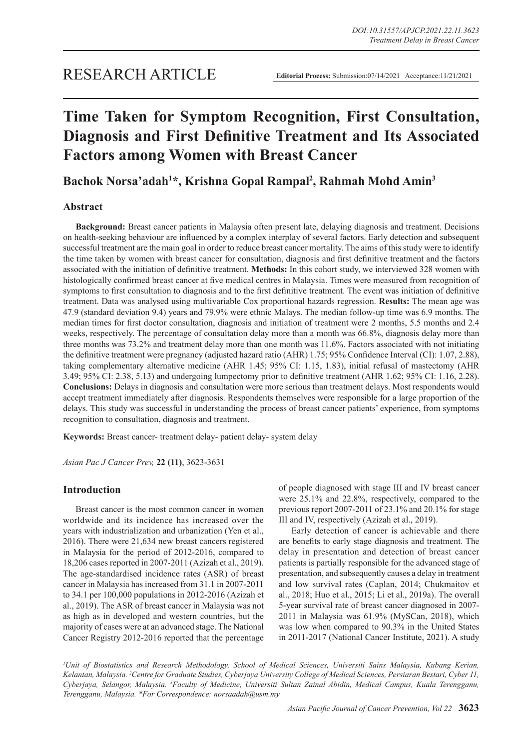RESEARCH ARTICLE

**Editorial Process:** Submission:07/14/2021 Acceptance:11/21/2021

# Time Taken for Symptom Recognition, First Consultation, Diagnosis and First Definitive Treatment and Its Associated Factors among Women with Breast Cancer

**Bachok Norsa'adah[1]*, Krishna Gopal Rampal[2], Rahmah Mohd Amin[3]**

## Abstract

**Background:** Breast cancer patients in Malaysia often present late, delaying diagnosis and treatment. Decisions on health-seeking behaviour are influenced by a complex interplay of several factors. Early detection and subsequent successful treatment are the main goal in order to reduce breast cancer mortality. The aims of this study were to identify the time taken by women with breast cancer for consultation, diagnosis and first definitive treatment and the factors associated with the initiation of definitive treatment. **Methods:** In this cohort study, we interviewed 328 women with histologically confirmed breast cancer at five medical centres in Malaysia. Times were measured from recognition of symptoms to first consultation to diagnosis and to the first definitive treatment. The event was initiation of definitive treatment. Data was analysed using multivariable Cox proportional hazards regression. **Results:** The mean age was 47.9 (standard deviation 9.4) years and 79.9% were ethnic Malays. The median follow-up time was 6.9 months. The median times for first doctor consultation, diagnosis and initiation of treatment were 2 months, 5.5 months and 2.4 weeks, respectively. The percentage of consultation delay more than a month was 66.8%, diagnosis delay more than three months was 73.2% and treatment delay more than one month was 11.6%. Factors associated with not initiating the definitive treatment were pregnancy (adjusted hazard ratio (AHR) 1.75; 95% Confidence Interval (CI): 1.07, 2.88), taking complementary alternative medicine (AHR 1.45; 95% CI: 1.15, 1.83), initial refusal of mastectomy (AHR 3.49; 95% CI: 2.38, 5.13) and undergoing lumpectomy prior to definitive treatment (AHR 1.62; 95% CI: 1.16, 2.28). **Conclusions:** Delays in diagnosis and consultation were more serious than treatment delays. Most respondents would accept treatment immediately after diagnosis. Respondents themselves were responsible for a large proportion of the delays. This study was successful in understanding the process of breast cancer patients' experience, from symptoms recognition to consultation, diagnosis and treatment.

**Keywords:** Breast cancer- treatment delay- patient delay- system delay

*Asian Pac J Cancer Prev,* **22 (11)**, 3623-3631

## Introduction

Breast cancer is the most common cancer in women worldwide and its incidence has increased over the years with industrialization and urbanization (Yen et al., 2016). There were 21,634 new breast cancers registered in Malaysia for the period of 2012-2016, compared to 18,206 cases reported in 2007-2011 (Azizah et al., 2019). The age-standardised incidence rates (ASR) of breast cancer in Malaysia has increased from 31.1 in 2007-2011 to 34.1 per 100,000 populations in 2012-2016 (Azizah et al., 2019). The ASR of breast cancer in Malaysia was not as high as in developed and western countries, but the majority of cases were at an advanced stage. The National Cancer Registry 2012-2016 reported that the percentage of people diagnosed with stage III and IV breast cancer were 25.1% and 22.8%, respectively, compared to the previous report 2007-2011 of 23.1% and 20.1% for stage III and IV, respectively (Azizah et al., 2019).

Early detection of cancer is achievable and there are benefits to early stage diagnosis and treatment. The delay in presentation and detection of breast cancer patients is partially responsible for the advanced stage of presentation, and subsequently causes a delay in treatment and low survival rates (Caplan, 2014; Chukmaitov et al., 2018; Huo et al., 2015; Li et al., 2019a). The overall 5-year survival rate of breast cancer diagnosed in 2007-2011 in Malaysia was 61.9% (MySCan, 2018), which was low when compared to 90.3% in the United States in 2011-2017 (National Cancer Institute, 2021). A study

[1]Unit of Biostatistics and Research Methodology, School of Medical Sciences, Universiti Sains Malaysia, Kubang Kerian, Kelantan, Malaysia. [2]Centre for Graduate Studies, Cyberjaya University College of Medical Sciences, Persiaran Bestari, Cyber 11, Cyberjaya, Selangor, Malaysia. [3]Faculty of Medicine, Universiti Sultan Zainal Abidin, Medical Campus, Kuala Terengganu, Terengganu, Malaysia. *For Correspondence: norsaadah@usm.my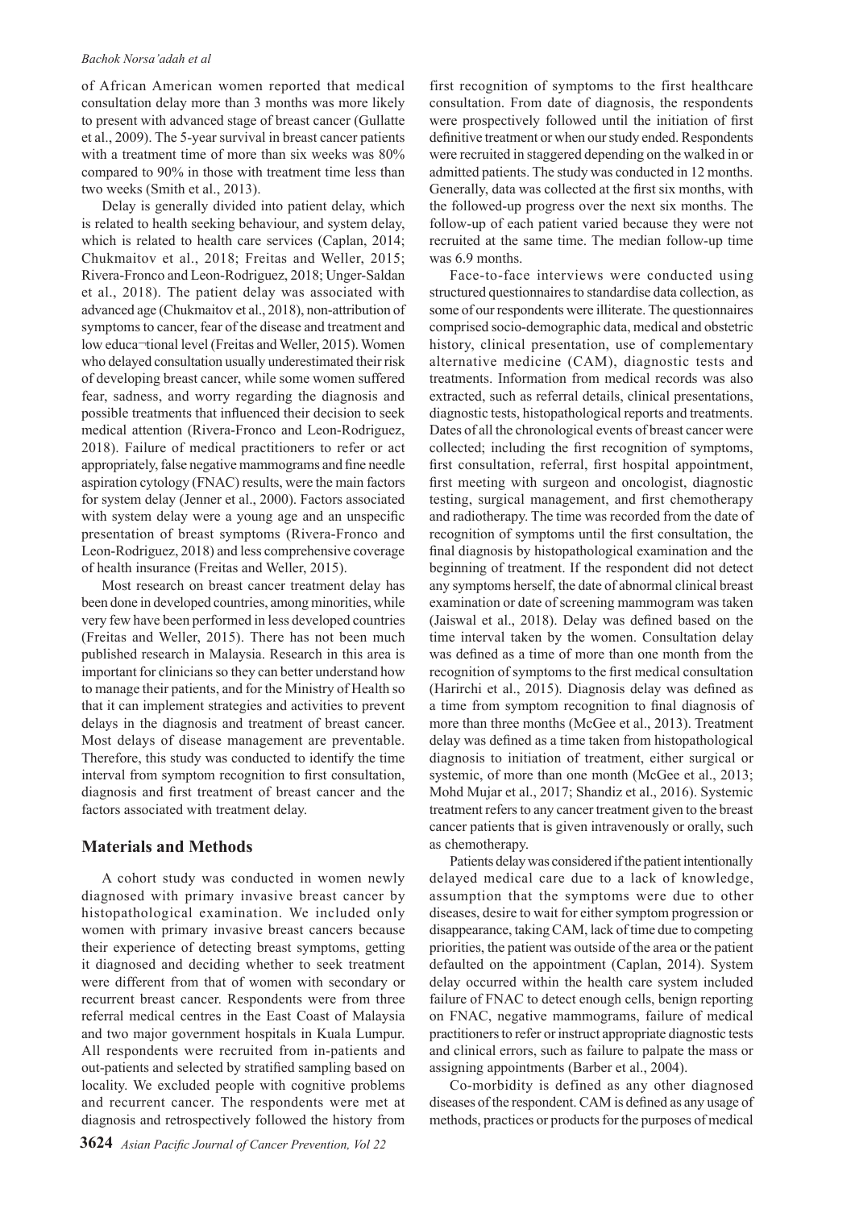of African American women reported that medical consultation delay more than 3 months was more likely to present with advanced stage of breast cancer (Gullatte et al., 2009). The 5-year survival in breast cancer patients with a treatment time of more than six weeks was 80% compared to 90% in those with treatment time less than two weeks (Smith et al., 2013).

Delay is generally divided into patient delay, which is related to health seeking behaviour, and system delay, which is related to health care services (Caplan, 2014; Chukmaitov et al., 2018; Freitas and Weller, 2015; Rivera-Fronco and Leon-Rodriguez, 2018; Unger-Saldan et al., 2018). The patient delay was associated with advanced age (Chukmaitov et al., 2018), non-attribution of symptoms to cancer, fear of the disease and treatment and low educa¬tional level (Freitas and Weller, 2015). Women who delayed consultation usually underestimated their risk of developing breast cancer, while some women suffered fear, sadness, and worry regarding the diagnosis and possible treatments that influenced their decision to seek medical attention (Rivera-Fronco and Leon-Rodriguez, 2018). Failure of medical practitioners to refer or act appropriately, false negative mammograms and fine needle aspiration cytology (FNAC) results, were the main factors for system delay (Jenner et al., 2000). Factors associated with system delay were a young age and an unspecific presentation of breast symptoms (Rivera-Fronco and Leon-Rodriguez, 2018) and less comprehensive coverage of health insurance (Freitas and Weller, 2015).

Most research on breast cancer treatment delay has been done in developed countries, among minorities, while very few have been performed in less developed countries (Freitas and Weller, 2015). There has not been much published research in Malaysia. Research in this area is important for clinicians so they can better understand how to manage their patients, and for the Ministry of Health so that it can implement strategies and activities to prevent delays in the diagnosis and treatment of breast cancer. Most delays of disease management are preventable. Therefore, this study was conducted to identify the time interval from symptom recognition to first consultation, diagnosis and first treatment of breast cancer and the factors associated with treatment delay.

## Materials and Methods

A cohort study was conducted in women newly diagnosed with primary invasive breast cancer by histopathological examination. We included only women with primary invasive breast cancers because their experience of detecting breast symptoms, getting it diagnosed and deciding whether to seek treatment were different from that of women with secondary or recurrent breast cancer. Respondents were from three referral medical centres in the East Coast of Malaysia and two major government hospitals in Kuala Lumpur. All respondents were recruited from in-patients and out-patients and selected by stratified sampling based on locality. We excluded people with cognitive problems and recurrent cancer. The respondents were met at diagnosis and retrospectively followed the history from first recognition of symptoms to the first healthcare consultation. From date of diagnosis, the respondents were prospectively followed until the initiation of first definitive treatment or when our study ended. Respondents were recruited in staggered depending on the walked in or admitted patients. The study was conducted in 12 months. Generally, data was collected at the first six months, with the followed-up progress over the next six months. The follow-up of each patient varied because they were not recruited at the same time. The median follow-up time was 6.9 months.

Face-to-face interviews were conducted using structured questionnaires to standardise data collection, as some of our respondents were illiterate. The questionnaires comprised socio-demographic data, medical and obstetric history, clinical presentation, use of complementary alternative medicine (CAM), diagnostic tests and treatments. Information from medical records was also extracted, such as referral details, clinical presentations, diagnostic tests, histopathological reports and treatments. Dates of all the chronological events of breast cancer were collected; including the first recognition of symptoms, first consultation, referral, first hospital appointment, first meeting with surgeon and oncologist, diagnostic testing, surgical management, and first chemotherapy and radiotherapy. The time was recorded from the date of recognition of symptoms until the first consultation, the final diagnosis by histopathological examination and the beginning of treatment. If the respondent did not detect any symptoms herself, the date of abnormal clinical breast examination or date of screening mammogram was taken (Jaiswal et al., 2018). Delay was defined based on the time interval taken by the women. Consultation delay was defined as a time of more than one month from the recognition of symptoms to the first medical consultation (Harirchi et al., 2015). Diagnosis delay was defined as a time from symptom recognition to final diagnosis of more than three months (McGee et al., 2013). Treatment delay was defined as a time taken from histopathological diagnosis to initiation of treatment, either surgical or systemic, of more than one month (McGee et al., 2013; Mohd Mujar et al., 2017; Shandiz et al., 2016). Systemic treatment refers to any cancer treatment given to the breast cancer patients that is given intravenously or orally, such as chemotherapy.

Patients delay was considered if the patient intentionally delayed medical care due to a lack of knowledge, assumption that the symptoms were due to other diseases, desire to wait for either symptom progression or disappearance, taking CAM, lack of time due to competing priorities, the patient was outside of the area or the patient defaulted on the appointment (Caplan, 2014). System delay occurred within the health care system included failure of FNAC to detect enough cells, benign reporting on FNAC, negative mammograms, failure of medical practitioners to refer or instruct appropriate diagnostic tests and clinical errors, such as failure to palpate the mass or assigning appointments (Barber et al., 2004).

Co-morbidity is defined as any other diagnosed diseases of the respondent. CAM is defined as any usage of methods, practices or products for the purposes of medical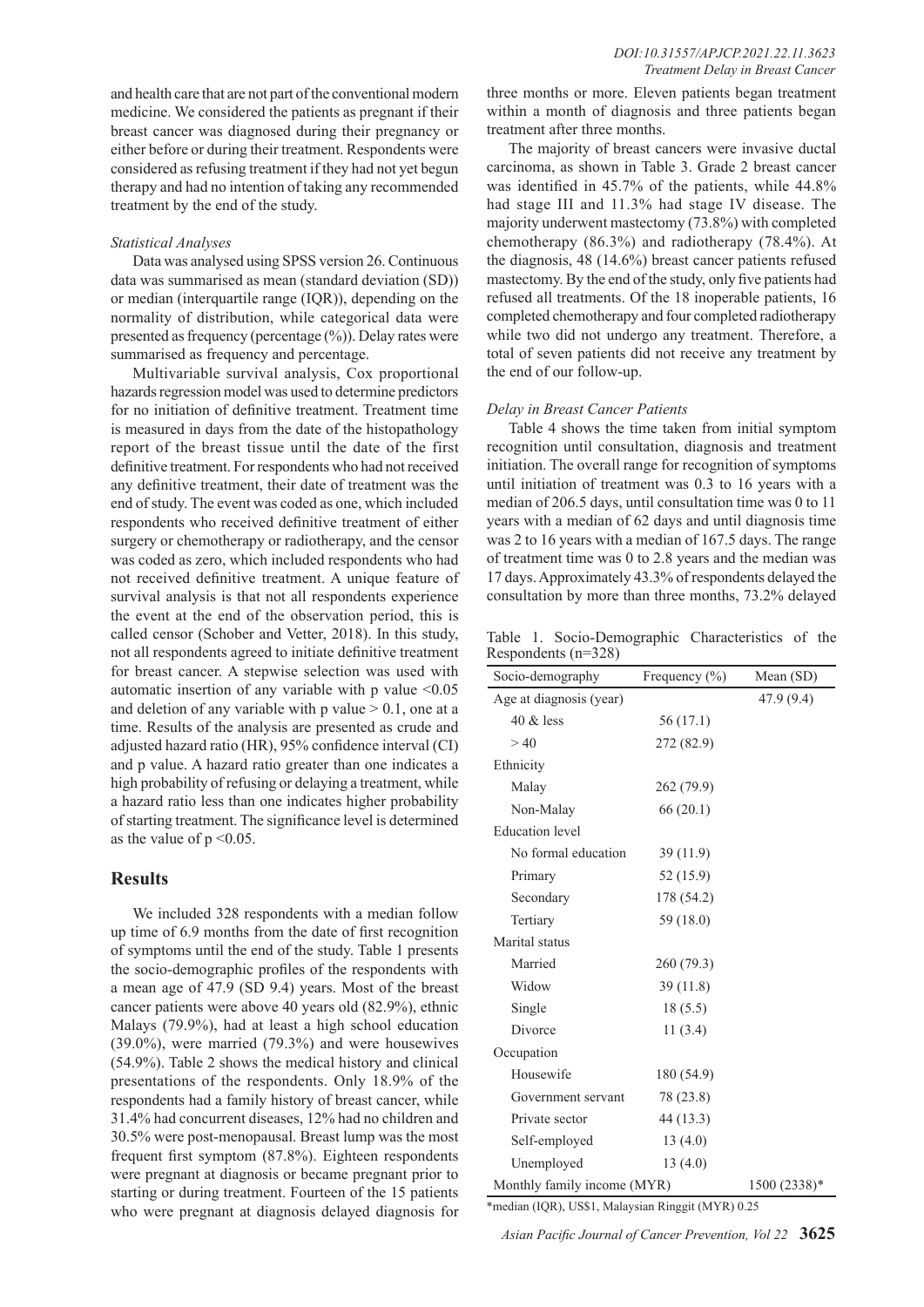and health care that are not part of the conventional modern medicine. We considered the patients as pregnant if their breast cancer was diagnosed during their pregnancy or either before or during their treatment. Respondents were considered as refusing treatment if they had not yet begun therapy and had no intention of taking any recommended treatment by the end of the study.

### *Statistical Analyses*

Data was analysed using SPSS version 26. Continuous data was summarised as mean (standard deviation (SD)) or median (interquartile range (IQR)), depending on the normality of distribution, while categorical data were presented as frequency (percentage (%)). Delay rates were summarised as frequency and percentage.

Multivariable survival analysis, Cox proportional hazards regression model was used to determine predictors for no initiation of definitive treatment. Treatment time is measured in days from the date of the histopathology report of the breast tissue until the date of the first definitive treatment. For respondents who had not received any definitive treatment, their date of treatment was the end of study. The event was coded as one, which included respondents who received definitive treatment of either surgery or chemotherapy or radiotherapy, and the censor was coded as zero, which included respondents who had not received definitive treatment. A unique feature of survival analysis is that not all respondents experience the event at the end of the observation period, this is called censor (Schober and Vetter, 2018). In this study, not all respondents agreed to initiate definitive treatment for breast cancer. A stepwise selection was used with automatic insertion of any variable with p value $<0.05$ and deletion of any variable with p value $> 0.1$, one at a time. Results of the analysis are presented as crude and adjusted hazard ratio (HR), 95% confidence interval (CI) and p value. A hazard ratio greater than one indicates a high probability of refusing or delaying a treatment, while a hazard ratio less than one indicates higher probability of starting treatment. The significance level is determined as the value of $p <0.05$.

## Results

We included 328 respondents with a median follow up time of 6.9 months from the date of first recognition of symptoms until the end of the study. Table 1 presents the socio-demographic profiles of the respondents with a mean age of 47.9 (SD 9.4) years. Most of the breast cancer patients were above 40 years old (82.9%), ethnic Malays (79.9%), had at least a high school education (39.0%), were married (79.3%) and were housewives (54.9%). Table 2 shows the medical history and clinical presentations of the respondents. Only 18.9% of the respondents had a family history of breast cancer, while 31.4% had concurrent diseases, 12% had no children and 30.5% were post-menopausal. Breast lump was the most frequent first symptom (87.8%). Eighteen respondents were pregnant at diagnosis or became pregnant prior to starting or during treatment. Fourteen of the 15 patients who were pregnant at diagnosis delayed diagnosis for three months or more. Eleven patients began treatment within a month of diagnosis and three patients began treatment after three months.

The majority of breast cancers were invasive ductal carcinoma, as shown in Table 3. Grade 2 breast cancer was identified in 45.7% of the patients, while 44.8% had stage III and 11.3% had stage IV disease. The majority underwent mastectomy (73.8%) with completed chemotherapy (86.3%) and radiotherapy (78.4%). At the diagnosis, 48 (14.6%) breast cancer patients refused mastectomy. By the end of the study, only five patients had refused all treatments. Of the 18 inoperable patients, 16 completed chemotherapy and four completed radiotherapy while two did not undergo any treatment. Therefore, a total of seven patients did not receive any treatment by the end of our follow-up.

### *Delay in Breast Cancer Patients*

Table 4 shows the time taken from initial symptom recognition until consultation, diagnosis and treatment initiation. The overall range for recognition of symptoms until initiation of treatment was 0.3 to 16 years with a median of 206.5 days, until consultation time was 0 to 11 years with a median of 62 days and until diagnosis time was 2 to 16 years with a median of 167.5 days. The range of treatment time was 0 to 2.8 years and the median was 17 days. Approximately 43.3% of respondents delayed the consultation by more than three months, 73.2% delayed

Table 1. Socio-Demographic Characteristics of the Respondents (n=328)

| Socio-demography | Frequency (%) | Mean (SD) |
|---|---|---|
| Age at diagnosis (year) | | 47.9 (9.4) |
| 40 & less | 56 (17.1) | |
| > 40 | 272 (82.9) | |
| Ethnicity | | |
| Malay | 262 (79.9) | |
| Non-Malay | 66 (20.1) | |
| Education level | | |
| No formal education | 39 (11.9) | |
| Primary | 52 (15.9) | |
| Secondary | 178 (54.2) | |
| Tertiary | 59 (18.0) | |
| Marital status | | |
| Married | 260 (79.3) | |
| Widow | 39 (11.8) | |
| Single | 18 (5.5) | |
| Divorce | 11 (3.4) | |
| Occupation | | |
| Housewife | 180 (54.9) | |
| Government servant | 78 (23.8) | |
| Private sector | 44 (13.3) | |
| Self-employed | 13 (4.0) | |
| Unemployed | 13 (4.0) | |
| Monthly family income (MYR) | | 1500 (2338)* |

*median (IQR), US$1, Malaysian Ringgit (MYR) 0.25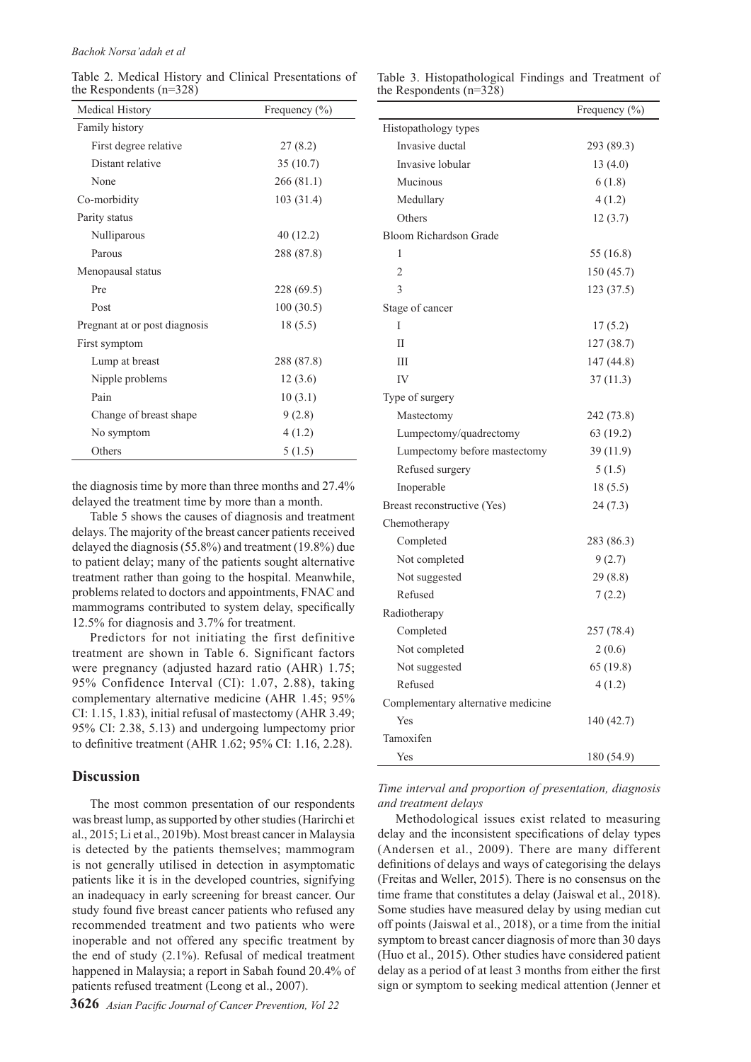Table 2. Medical History and Clinical Presentations of the Respondents (n=328)

| Medical History | Frequency (%) |
|---|---|
| Family history | |
| First degree relative | 27 (8.2) |
| Distant relative | 35 (10.7) |
| None | 266 (81.1) |
| Co-morbidity | 103 (31.4) |
| Parity status | |
| Nulliparous | 40 (12.2) |
| Parous | 288 (87.8) |
| Menopausal status | |
| Pre | 228 (69.5) |
| Post | 100 (30.5) |
| Pregnant at or post diagnosis | 18 (5.5) |
| First symptom | |
| Lump at breast | 288 (87.8) |
| Nipple problems | 12 (3.6) |
| Pain | 10 (3.1) |
| Change of breast shape | 9 (2.8) |
| No symptom | 4 (1.2) |
| Others | 5 (1.5) |

the diagnosis time by more than three months and 27.4% delayed the treatment time by more than a month.

Table 5 shows the causes of diagnosis and treatment delays. The majority of the breast cancer patients received delayed the diagnosis (55.8%) and treatment (19.8%) due to patient delay; many of the patients sought alternative treatment rather than going to the hospital. Meanwhile, problems related to doctors and appointments, FNAC and mammograms contributed to system delay, specifically 12.5% for diagnosis and 3.7% for treatment.

Predictors for not initiating the first definitive treatment are shown in Table 6. Significant factors were pregnancy (adjusted hazard ratio (AHR) 1.75; 95% Confidence Interval (CI): 1.07, 2.88), taking complementary alternative medicine (AHR 1.45; 95% CI: 1.15, 1.83), initial refusal of mastectomy (AHR 3.49; 95% CI: 2.38, 5.13) and undergoing lumpectomy prior to definitive treatment (AHR 1.62; 95% CI: 1.16, 2.28).

Table 3. Histopathological Findings and Treatment of the Respondents (n=328)

| | Frequency (%) |
|---|---|
| Histopathology types | |
| Invasive ductal | 293 (89.3) |
| Invasive lobular | 13 (4.0) |
| Mucinous | 6 (1.8) |
| Medullary | 4 (1.2) |
| Others | 12 (3.7) |
| Bloom Richardson Grade | |
| 1 | 55 (16.8) |
| 2 | 150 (45.7) |
| 3 | 123 (37.5) |
| Stage of cancer | |
| I | 17 (5.2) |
| II | 127 (38.7) |
| III | 147 (44.8) |
| IV | 37 (11.3) |
| Type of surgery | |
| Mastectomy | 242 (73.8) |
| Lumpectomy/quadrectomy | 63 (19.2) |
| Lumpectomy before mastectomy | 39 (11.9) |
| Refused surgery | 5 (1.5) |
| Inoperable | 18 (5.5) |
| Breast reconstructive (Yes) | 24 (7.3) |
| Chemotherapy | |
| Completed | 283 (86.3) |
| Not completed | 9 (2.7) |
| Not suggested | 29 (8.8) |
| Refused | 7 (2.2) |
| Radiotherapy | |
| Completed | 257 (78.4) |
| Not completed | 2 (0.6) |
| Not suggested | 65 (19.8) |
| Refused | 4 (1.2) |
| Complementary alternative medicine | |
| Yes | 140 (42.7) |
| Tamoxifen | |
| Yes | 180 (54.9) |

## Discussion

The most common presentation of our respondents was breast lump, as supported by other studies (Harirchi et al., 2015; Li et al., 2019b). Most breast cancer in Malaysia is detected by the patients themselves; mammogram is not generally utilised in detection in asymptomatic patients like it is in the developed countries, signifying an inadequacy in early screening for breast cancer. Our study found five breast cancer patients who refused any recommended treatment and two patients who were inoperable and not offered any specific treatment by the end of study (2.1%). Refusal of medical treatment happened in Malaysia; a report in Sabah found 20.4% of patients refused treatment (Leong et al., 2007).

*Time interval and proportion of presentation, diagnosis and treatment delays*

Methodological issues exist related to measuring delay and the inconsistent specifications of delay types (Andersen et al., 2009). There are many different definitions of delays and ways of categorising the delays (Freitas and Weller, 2015). There is no consensus on the time frame that constitutes a delay (Jaiswal et al., 2018). Some studies have measured delay by using median cut off points (Jaiswal et al., 2018), or a time from the initial symptom to breast cancer diagnosis of more than 30 days (Huo et al., 2015). Other studies have considered patient delay as a period of at least 3 months from either the first sign or symptom to seeking medical attention (Jenner et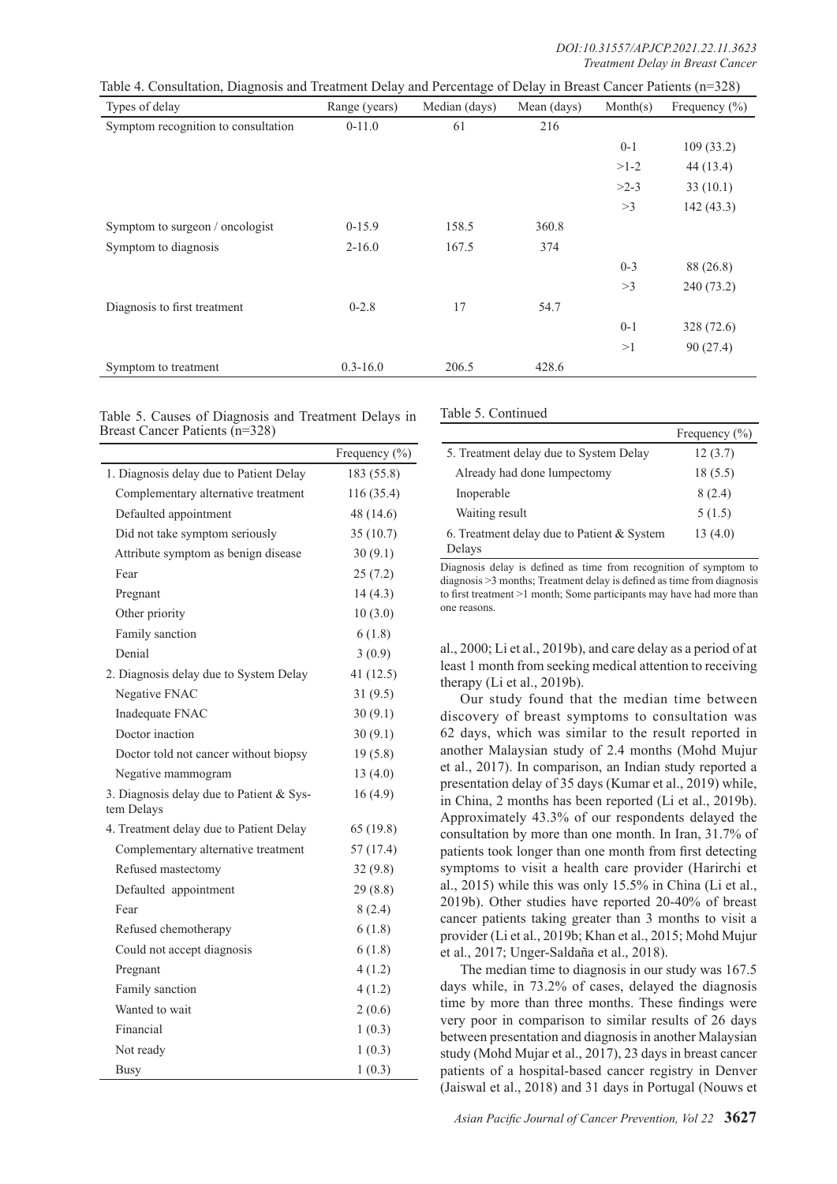Table 4. Consultation, Diagnosis and Treatment Delay and Percentage of Delay in Breast Cancer Patients (n=328)

| Types of delay | Range (years) | Median (days) | Mean (days) | Month(s) | Frequency (%) |
|---|---|---|---|---|---|
| Symptom recognition to consultation | 0-11.0 | 61 | 216 | | |
| | | | | 0-1 | 109 (33.2) |
| | | | | >1-2 | 44 (13.4) |
| | | | | >2-3 | 33 (10.1) |
| | | | | >3 | 142 (43.3) |
| Symptom to surgeon / oncologist | 0-15.9 | 158.5 | 360.8 | | |
| Symptom to diagnosis | 2-16.0 | 167.5 | 374 | | |
| | | | | 0-3 | 88 (26.8) |
| | | | | >3 | 240 (73.2) |
| Diagnosis to first treatment | 0-2.8 | 17 | 54.7 | | |
| | | | | 0-1 | 328 (72.6) |
| | | | | >1 | 90 (27.4) |
| Symptom to treatment | 0.3-16.0 | 206.5 | 428.6 | | |

Table 5. Causes of Diagnosis and Treatment Delays in Breast Cancer Patients (n=328)

| | Frequency (%) |
|---|---|
| 1. Diagnosis delay due to Patient Delay | 183 (55.8) |
| Complementary alternative treatment | 116 (35.4) |
| Defaulted appointment | 48 (14.6) |
| Did not take symptom seriously | 35 (10.7) |
| Attribute symptom as benign disease | 30 (9.1) |
| Fear | 25 (7.2) |
| Pregnant | 14 (4.3) |
| Other priority | 10 (3.0) |
| Family sanction | 6 (1.8) |
| Denial | 3 (0.9) |
| 2. Diagnosis delay due to System Delay | 41 (12.5) |
| Negative FNAC | 31 (9.5) |
| Inadequate FNAC | 30 (9.1) |
| Doctor inaction | 30 (9.1) |
| Doctor told not cancer without biopsy | 19 (5.8) |
| Negative mammogram | 13 (4.0) |
| 3. Diagnosis delay due to Patient & System Delays | 16 (4.9) |
| 4. Treatment delay due to Patient Delay | 65 (19.8) |
| Complementary alternative treatment | 57 (17.4) |
| Refused mastectomy | 32 (9.8) |
| Defaulted appointment | 29 (8.8) |
| Fear | 8 (2.4) |
| Refused chemotherapy | 6 (1.8) |
| Could not accept diagnosis | 6 (1.8) |
| Pregnant | 4 (1.2) |
| Family sanction | 4 (1.2) |
| Wanted to wait | 2 (0.6) |
| Financial | 1 (0.3) |
| Not ready | 1 (0.3) |
| Busy | 1 (0.3) |
| 5. Treatment delay due to System Delay | 12 (3.7) |
| Already had done lumpectomy | 18 (5.5) |
| Inoperable | 8 (2.4) |
| Waiting result | 5 (1.5) |
| 6. Treatment delay due to Patient & System Delays | 13 (4.0) |

Diagnosis delay is defined as time from recognition of symptom to diagnosis >3 months; Treatment delay is defined as time from diagnosis to first treatment >1 month; Some participants may have had more than one reasons.

al., 2000; Li et al., 2019b), and care delay as a period of at least 1 month from seeking medical attention to receiving therapy (Li et al., 2019b).

Our study found that the median time between discovery of breast symptoms to consultation was 62 days, which was similar to the result reported in another Malaysian study of 2.4 months (Mohd Mujur et al., 2017). In comparison, an Indian study reported a presentation delay of 35 days (Kumar et al., 2019) while, in China, 2 months has been reported (Li et al., 2019b). Approximately 43.3% of our respondents delayed the consultation by more than one month. In Iran, 31.7% of patients took longer than one month from first detecting symptoms to visit a health care provider (Harirchi et al., 2015) while this was only 15.5% in China (Li et al., 2019b). Other studies have reported 20-40% of breast cancer patients taking greater than 3 months to visit a provider (Li et al., 2019b; Khan et al., 2015; Mohd Mujur et al., 2017; Unger-Saldaña et al., 2018).

The median time to diagnosis in our study was 167.5 days while, in 73.2% of cases, delayed the diagnosis time by more than three months. These findings were very poor in comparison to similar results of 26 days between presentation and diagnosis in another Malaysian study (Mohd Mujar et al., 2017), 23 days in breast cancer patients of a hospital-based cancer registry in Denver (Jaiswal et al., 2018) and 31 days in Portugal (Nouws et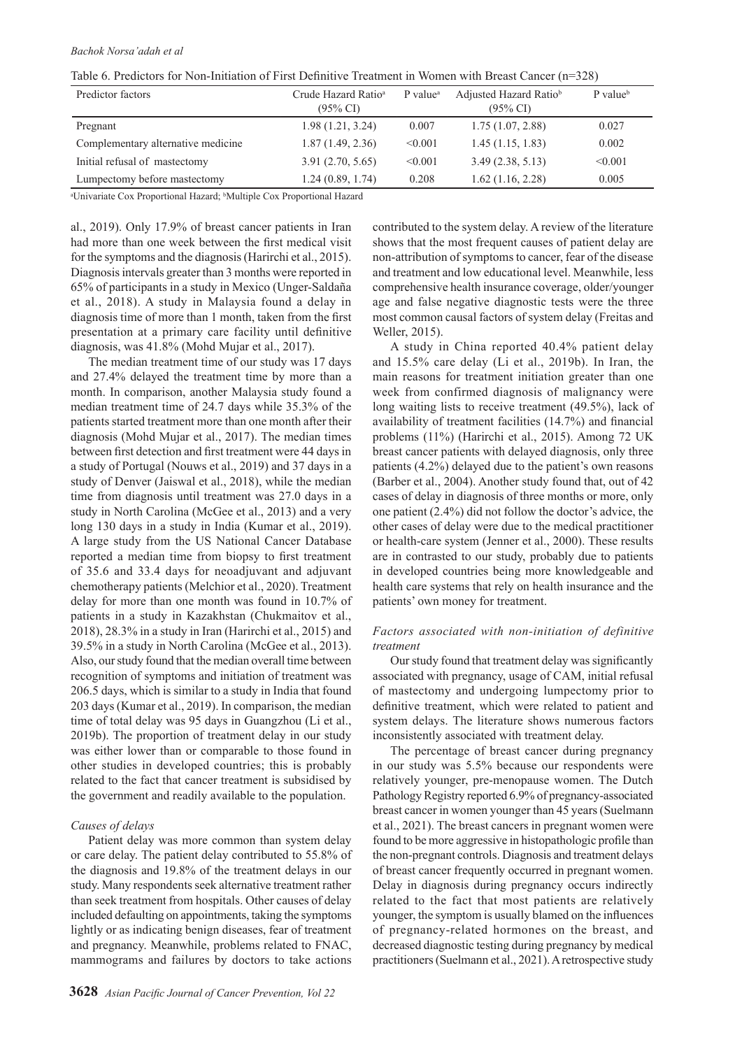Table 6. Predictors for Non-Initiation of First Definitive Treatment in Women with Breast Cancer (n=328)

| Predictor factors | Crude Hazard Ratio[a] (95% CI) | P value[a] | Adjusted Hazard Ratio[b] (95% CI) | P value[b] |
|---|---|---|---|---|
| Pregnant | 1.98 (1.21, 3.24) | 0.007 | 1.75 (1.07, 2.88) | 0.027 |
| Complementary alternative medicine | 1.87 (1.49, 2.36) | <0.001 | 1.45 (1.15, 1.83) | 0.002 |
| Initial refusal of mastectomy | 3.91 (2.70, 5.65) | <0.001 | 3.49 (2.38, 5.13) | <0.001 |
| Lumpectomy before mastectomy | 1.24 (0.89, 1.74) | 0.208 | 1.62 (1.16, 2.28) | 0.005 |

[a]Univariate Cox Proportional Hazard; [b]Multiple Cox Proportional Hazard

al., 2019). Only 17.9% of breast cancer patients in Iran had more than one week between the first medical visit for the symptoms and the diagnosis (Harirchi et al., 2015). Diagnosis intervals greater than 3 months were reported in 65% of participants in a study in Mexico (Unger-Saldaña et al., 2018). A study in Malaysia found a delay in diagnosis time of more than 1 month, taken from the first presentation at a primary care facility until definitive diagnosis, was 41.8% (Mohd Mujar et al., 2017).

The median treatment time of our study was 17 days and 27.4% delayed the treatment time by more than a month. In comparison, another Malaysia study found a median treatment time of 24.7 days while 35.3% of the patients started treatment more than one month after their diagnosis (Mohd Mujar et al., 2017). The median times between first detection and first treatment were 44 days in a study of Portugal (Nouws et al., 2019) and 37 days in a study of Denver (Jaiswal et al., 2018), while the median time from diagnosis until treatment was 27.0 days in a study in North Carolina (McGee et al., 2013) and a very long 130 days in a study in India (Kumar et al., 2019). A large study from the US National Cancer Database reported a median time from biopsy to first treatment of 35.6 and 33.4 days for neoadjuvant and adjuvant chemotherapy patients (Melchior et al., 2020). Treatment delay for more than one month was found in 10.7% of patients in a study in Kazakhstan (Chukmaitov et al., 2018), 28.3% in a study in Iran (Harirchi et al., 2015) and 39.5% in a study in North Carolina (McGee et al., 2013). Also, our study found that the median overall time between recognition of symptoms and initiation of treatment was 206.5 days, which is similar to a study in India that found 203 days (Kumar et al., 2019). In comparison, the median time of total delay was 95 days in Guangzhou (Li et al., 2019b). The proportion of treatment delay in our study was either lower than or comparable to those found in other studies in developed countries; this is probably related to the fact that cancer treatment is subsidised by the government and readily available to the population.

### *Causes of delays*

Patient delay was more common than system delay or care delay. The patient delay contributed to 55.8% of the diagnosis and 19.8% of the treatment delays in our study. Many respondents seek alternative treatment rather than seek treatment from hospitals. Other causes of delay included defaulting on appointments, taking the symptoms lightly or as indicating benign diseases, fear of treatment and pregnancy. Meanwhile, problems related to FNAC, mammograms and failures by doctors to take actions contributed to the system delay. A review of the literature shows that the most frequent causes of patient delay are non-attribution of symptoms to cancer, fear of the disease and treatment and low educational level. Meanwhile, less comprehensive health insurance coverage, older/younger age and false negative diagnostic tests were the three most common causal factors of system delay (Freitas and Weller, 2015).

A study in China reported 40.4% patient delay and 15.5% care delay (Li et al., 2019b). In Iran, the main reasons for treatment initiation greater than one week from confirmed diagnosis of malignancy were long waiting lists to receive treatment (49.5%), lack of availability of treatment facilities (14.7%) and financial problems (11%) (Harirchi et al., 2015). Among 72 UK breast cancer patients with delayed diagnosis, only three patients (4.2%) delayed due to the patient's own reasons (Barber et al., 2004). Another study found that, out of 42 cases of delay in diagnosis of three months or more, only one patient (2.4%) did not follow the doctor's advice, the other cases of delay were due to the medical practitioner or health-care system (Jenner et al., 2000). These results are in contrasted to our study, probably due to patients in developed countries being more knowledgeable and health care systems that rely on health insurance and the patients' own money for treatment.

### *Factors associated with non-initiation of definitive treatment*

Our study found that treatment delay was significantly associated with pregnancy, usage of CAM, initial refusal of mastectomy and undergoing lumpectomy prior to definitive treatment, which were related to patient and system delays. The literature shows numerous factors inconsistently associated with treatment delay.

The percentage of breast cancer during pregnancy in our study was 5.5% because our respondents were relatively younger, pre-menopause women. The Dutch Pathology Registry reported 6.9% of pregnancy-associated breast cancer in women younger than 45 years (Suelmann et al., 2021). The breast cancers in pregnant women were found to be more aggressive in histopathologic profile than the non-pregnant controls. Diagnosis and treatment delays of breast cancer frequently occurred in pregnant women. Delay in diagnosis during pregnancy occurs indirectly related to the fact that most patients are relatively younger, the symptom is usually blamed on the influences of pregnancy-related hormones on the breast, and decreased diagnostic testing during pregnancy by medical practitioners (Suelmann et al., 2021). A retrospective study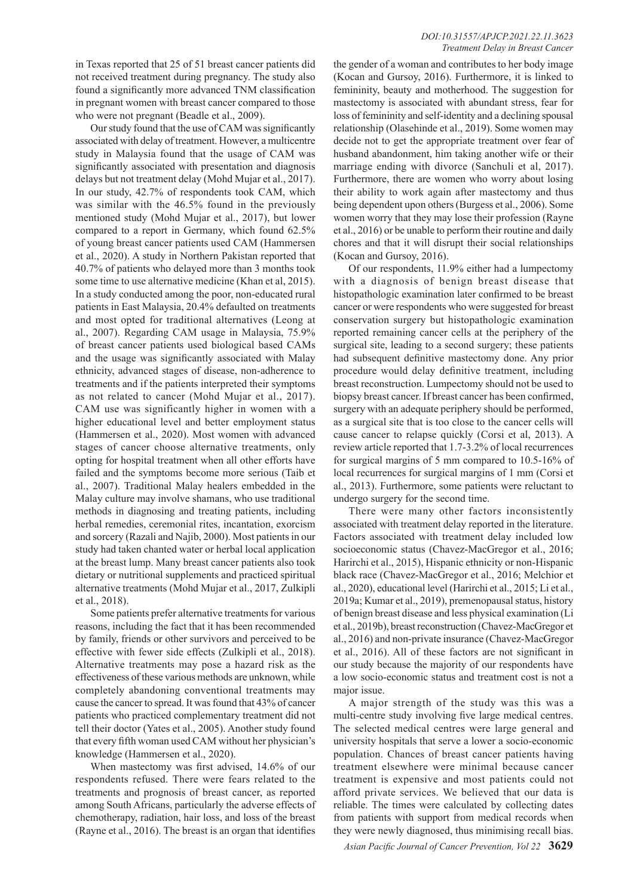in Texas reported that 25 of 51 breast cancer patients did not received treatment during pregnancy. The study also found a significantly more advanced TNM classification in pregnant women with breast cancer compared to those who were not pregnant (Beadle et al., 2009).

Our study found that the use of CAM was significantly associated with delay of treatment. However, a multicentre study in Malaysia found that the usage of CAM was significantly associated with presentation and diagnosis delays but not treatment delay (Mohd Mujar et al., 2017). In our study, 42.7% of respondents took CAM, which was similar with the 46.5% found in the previously mentioned study (Mohd Mujar et al., 2017), but lower compared to a report in Germany, which found 62.5% of young breast cancer patients used CAM (Hammersen et al., 2020). A study in Northern Pakistan reported that 40.7% of patients who delayed more than 3 months took some time to use alternative medicine (Khan et al, 2015). In a study conducted among the poor, non-educated rural patients in East Malaysia, 20.4% defaulted on treatments and most opted for traditional alternatives (Leong at al., 2007). Regarding CAM usage in Malaysia, 75.9% of breast cancer patients used biological based CAMs and the usage was significantly associated with Malay ethnicity, advanced stages of disease, non-adherence to treatments and if the patients interpreted their symptoms as not related to cancer (Mohd Mujar et al., 2017). CAM use was significantly higher in women with a higher educational level and better employment status (Hammersen et al., 2020). Most women with advanced stages of cancer choose alternative treatments, only opting for hospital treatment when all other efforts have failed and the symptoms become more serious (Taib et al., 2007). Traditional Malay healers embedded in the Malay culture may involve shamans, who use traditional methods in diagnosing and treating patients, including herbal remedies, ceremonial rites, incantation, exorcism and sorcery (Razali and Najib, 2000). Most patients in our study had taken chanted water or herbal local application at the breast lump. Many breast cancer patients also took dietary or nutritional supplements and practiced spiritual alternative treatments (Mohd Mujar et al., 2017, Zulkipli et al., 2018).

Some patients prefer alternative treatments for various reasons, including the fact that it has been recommended by family, friends or other survivors and perceived to be effective with fewer side effects (Zulkipli et al., 2018). Alternative treatments may pose a hazard risk as the effectiveness of these various methods are unknown, while completely abandoning conventional treatments may cause the cancer to spread. It was found that 43% of cancer patients who practiced complementary treatment did not tell their doctor (Yates et al., 2005). Another study found that every fifth woman used CAM without her physician's knowledge (Hammersen et al., 2020).

When mastectomy was first advised, 14.6% of our respondents refused. There were fears related to the treatments and prognosis of breast cancer, as reported among South Africans, particularly the adverse effects of chemotherapy, radiation, hair loss, and loss of the breast (Rayne et al., 2016). The breast is an organ that identifies the gender of a woman and contributes to her body image (Kocan and Gursoy, 2016). Furthermore, it is linked to femininity, beauty and motherhood. The suggestion for mastectomy is associated with abundant stress, fear for loss of femininity and self-identity and a declining spousal relationship (Olasehinde et al., 2019). Some women may decide not to get the appropriate treatment over fear of husband abandonment, him taking another wife or their marriage ending with divorce (Sanchuli et al, 2017). Furthermore, there are women who worry about losing their ability to work again after mastectomy and thus being dependent upon others (Burgess et al., 2006). Some women worry that they may lose their profession (Rayne et al., 2016) or be unable to perform their routine and daily chores and that it will disrupt their social relationships (Kocan and Gursoy, 2016).

Of our respondents, 11.9% either had a lumpectomy with a diagnosis of benign breast disease that histopathologic examination later confirmed to be breast cancer or were respondents who were suggested for breast conservation surgery but histopathologic examination reported remaining cancer cells at the periphery of the surgical site, leading to a second surgery; these patients had subsequent definitive mastectomy done. Any prior procedure would delay definitive treatment, including breast reconstruction. Lumpectomy should not be used to biopsy breast cancer. If breast cancer has been confirmed, surgery with an adequate periphery should be performed, as a surgical site that is too close to the cancer cells will cause cancer to relapse quickly (Corsi et al, 2013). A review article reported that 1.7-3.2% of local recurrences for surgical margins of 5 mm compared to 10.5-16% of local recurrences for surgical margins of 1 mm (Corsi et al., 2013). Furthermore, some patients were reluctant to undergo surgery for the second time.

There were many other factors inconsistently associated with treatment delay reported in the literature. Factors associated with treatment delay included low socioeconomic status (Chavez-MacGregor et al., 2016; Harirchi et al., 2015), Hispanic ethnicity or non-Hispanic black race (Chavez-MacGregor et al., 2016; Melchior et al., 2020), educational level (Harirchi et al., 2015; Li et al., 2019a; Kumar et al., 2019), premenopausal status, history of benign breast disease and less physical examination (Li et al., 2019b), breast reconstruction (Chavez-MacGregor et al., 2016) and non-private insurance (Chavez-MacGregor et al., 2016). All of these factors are not significant in our study because the majority of our respondents have a low socio-economic status and treatment cost is not a major issue.

A major strength of the study was this was a multi-centre study involving five large medical centres. The selected medical centres were large general and university hospitals that serve a lower a socio-economic population. Chances of breast cancer patients having treatment elsewhere were minimal because cancer treatment is expensive and most patients could not afford private services. We believed that our data is reliable. The times were calculated by collecting dates from patients with support from medical records when they were newly diagnosed, thus minimising recall bias.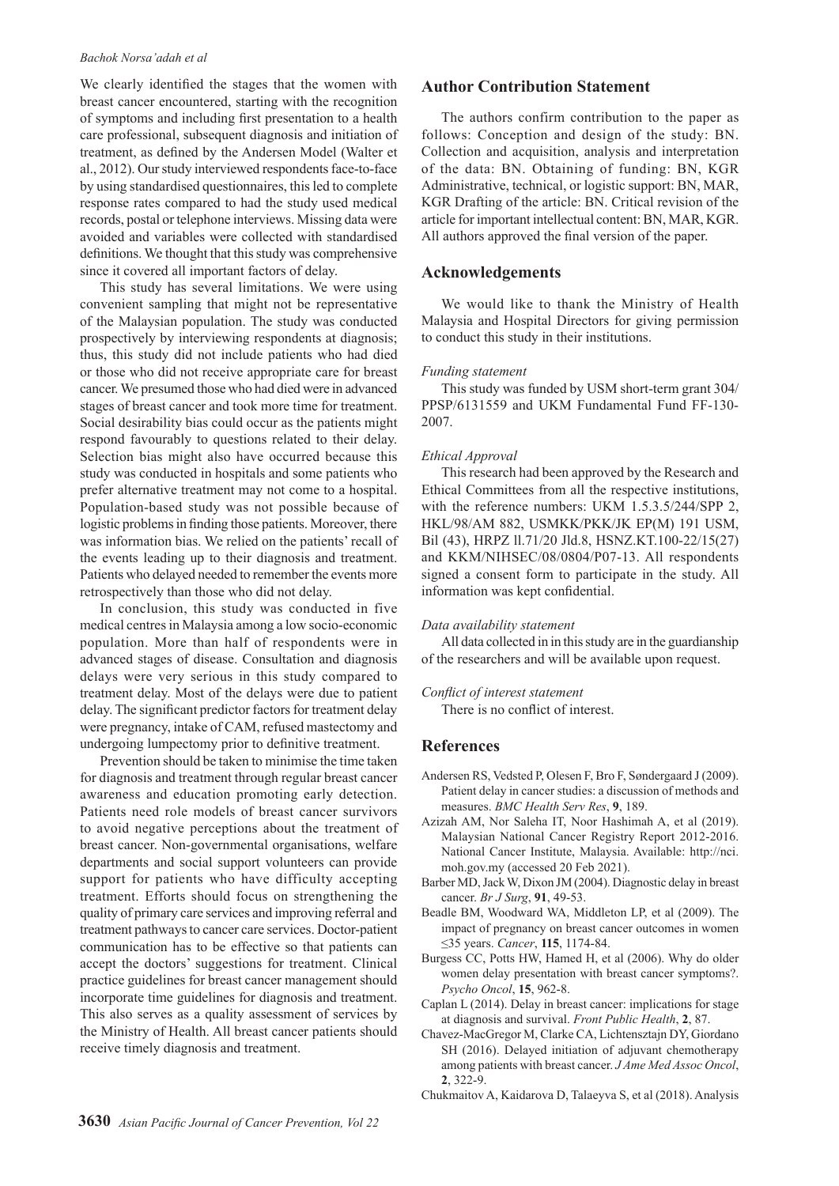We clearly identified the stages that the women with breast cancer encountered, starting with the recognition of symptoms and including first presentation to a health care professional, subsequent diagnosis and initiation of treatment, as defined by the Andersen Model (Walter et al., 2012). Our study interviewed respondents face-to-face by using standardised questionnaires, this led to complete response rates compared to had the study used medical records, postal or telephone interviews. Missing data were avoided and variables were collected with standardised definitions. We thought that this study was comprehensive since it covered all important factors of delay.

This study has several limitations. We were using convenient sampling that might not be representative of the Malaysian population. The study was conducted prospectively by interviewing respondents at diagnosis; thus, this study did not include patients who had died or those who did not receive appropriate care for breast cancer. We presumed those who had died were in advanced stages of breast cancer and took more time for treatment. Social desirability bias could occur as the patients might respond favourably to questions related to their delay. Selection bias might also have occurred because this study was conducted in hospitals and some patients who prefer alternative treatment may not come to a hospital. Population-based study was not possible because of logistic problems in finding those patients. Moreover, there was information bias. We relied on the patients' recall of the events leading up to their diagnosis and treatment. Patients who delayed needed to remember the events more retrospectively than those who did not delay.

In conclusion, this study was conducted in five medical centres in Malaysia among a low socio-economic population. More than half of respondents were in advanced stages of disease. Consultation and diagnosis delays were very serious in this study compared to treatment delay. Most of the delays were due to patient delay. The significant predictor factors for treatment delay were pregnancy, intake of CAM, refused mastectomy and undergoing lumpectomy prior to definitive treatment.

Prevention should be taken to minimise the time taken for diagnosis and treatment through regular breast cancer awareness and education promoting early detection. Patients need role models of breast cancer survivors to avoid negative perceptions about the treatment of breast cancer. Non-governmental organisations, welfare departments and social support volunteers can provide support for patients who have difficulty accepting treatment. Efforts should focus on strengthening the quality of primary care services and improving referral and treatment pathways to cancer care services. Doctor-patient communication has to be effective so that patients can accept the doctors' suggestions for treatment. Clinical practice guidelines for breast cancer management should incorporate time guidelines for diagnosis and treatment. This also serves as a quality assessment of services by the Ministry of Health. All breast cancer patients should receive timely diagnosis and treatment.

## Author Contribution Statement

The authors confirm contribution to the paper as follows: Conception and design of the study: BN. Collection and acquisition, analysis and interpretation of the data: BN. Obtaining of funding: BN, KGR Administrative, technical, or logistic support: BN, MAR, KGR Drafting of the article: BN. Critical revision of the article for important intellectual content: BN, MAR, KGR. All authors approved the final version of the paper.

## Acknowledgements

We would like to thank the Ministry of Health Malaysia and Hospital Directors for giving permission to conduct this study in their institutions.

*Funding statement*

This study was funded by USM short-term grant 304/ PPSP/6131559 and UKM Fundamental Fund FF-130-2007.

*Ethical Approval*

This research had been approved by the Research and Ethical Committees from all the respective institutions, with the reference numbers: UKM 1.5.3.5/244/SPP 2, HKL/98/AM 882, USMKK/PKK/JK EP(M) 191 USM, Bil (43), HRPZ ll.71/20 Jld.8, HSNZ.KT.100-22/15(27) and KKM/NIHSEC/08/0804/P07-13. All respondents signed a consent form to participate in the study. All information was kept confidential.

*Data availability statement*

All data collected in in this study are in the guardianship of the researchers and will be available upon request.

*Conflict of interest statement*

There is no conflict of interest.

## References

Andersen RS, Vedsted P, Olesen F, Bro F, Søndergaard J (2009). Patient delay in cancer studies: a discussion of methods and measures. *BMC Health Serv Res*, **9**, 189.

Azizah AM, Nor Saleha IT, Noor Hashimah A, et al (2019). Malaysian National Cancer Registry Report 2012-2016. National Cancer Institute, Malaysia. Available: http://nci.moh.gov.my (accessed 20 Feb 2021).

Barber MD, Jack W, Dixon JM (2004). Diagnostic delay in breast cancer. *Br J Surg*, **91**, 49-53.

Beadle BM, Woodward WA, Middleton LP, et al (2009). The impact of pregnancy on breast cancer outcomes in women ≤35 years. *Cancer*, **115**, 1174-84.

Burgess CC, Potts HW, Hamed H, et al (2006). Why do older women delay presentation with breast cancer symptoms?. *Psycho Oncol*, **15**, 962-8.

Caplan L (2014). Delay in breast cancer: implications for stage at diagnosis and survival. *Front Public Health*, **2**, 87.

Chavez-MacGregor M, Clarke CA, Lichtensztajn DY, Giordano SH (2016). Delayed initiation of adjuvant chemotherapy among patients with breast cancer. *J Ame Med Assoc Oncol*, **2**, 322-9.

Chukmaitov A, Kaidarova D, Talaeyva S, et al (2018). Analysis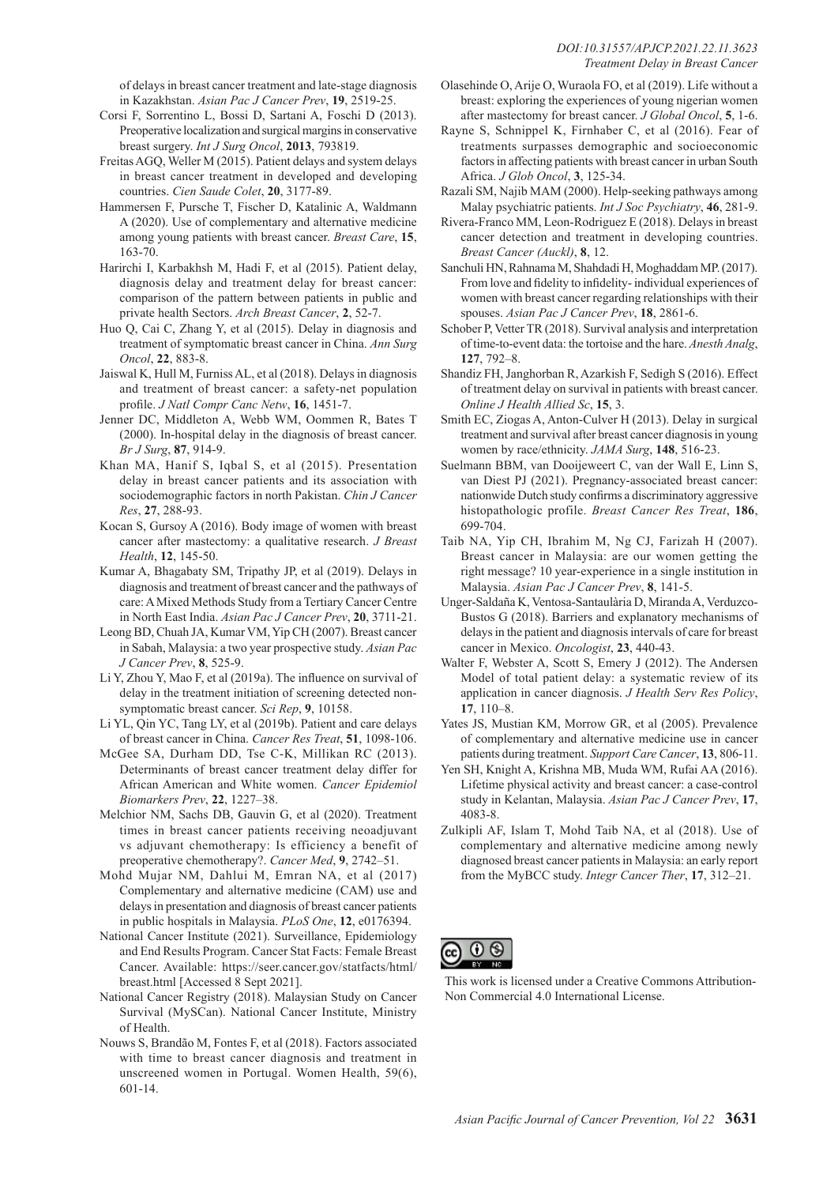of delays in breast cancer treatment and late-stage diagnosis in Kazakhstan. *Asian Pac J Cancer Prev*, **19**, 2519-25.

Corsi F, Sorrentino L, Bossi D, Sartani A, Foschi D (2013). Preoperative localization and surgical margins in conservative breast surgery. *Int J Surg Oncol*, **2013**, 793819.

Freitas AGQ, Weller M (2015). Patient delays and system delays in breast cancer treatment in developed and developing countries. *Cien Saude Colet*, **20**, 3177-89.

Hammersen F, Pursche T, Fischer D, Katalinic A, Waldmann A (2020). Use of complementary and alternative medicine among young patients with breast cancer. *Breast Care*, **15**, 163-70.

Harirchi I, Karbakhsh M, Hadi F, et al (2015). Patient delay, diagnosis delay and treatment delay for breast cancer: comparison of the pattern between patients in public and private health Sectors. *Arch Breast Cancer*, **2**, 52-7.

Huo Q, Cai C, Zhang Y, et al (2015). Delay in diagnosis and treatment of symptomatic breast cancer in China. *Ann Surg Oncol*, **22**, 883-8.

Jaiswal K, Hull M, Furniss AL, et al (2018). Delays in diagnosis and treatment of breast cancer: a safety-net population profile. *J Natl Compr Canc Netw*, **16**, 1451-7.

Jenner DC, Middleton A, Webb WM, Oommen R, Bates T (2000). In-hospital delay in the diagnosis of breast cancer. *Br J Surg*, **87**, 914-9.

Khan MA, Hanif S, Iqbal S, et al (2015). Presentation delay in breast cancer patients and its association with sociodemographic factors in north Pakistan. *Chin J Cancer Res*, **27**, 288-93.

Kocan S, Gursoy A (2016). Body image of women with breast cancer after mastectomy: a qualitative research. *J Breast Health*, **12**, 145-50.

Kumar A, Bhagabaty SM, Tripathy JP, et al (2019). Delays in diagnosis and treatment of breast cancer and the pathways of care: A Mixed Methods Study from a Tertiary Cancer Centre in North East India. *Asian Pac J Cancer Prev*, **20**, 3711-21.

Leong BD, Chuah JA, Kumar VM, Yip CH (2007). Breast cancer in Sabah, Malaysia: a two year prospective study. *Asian Pac J Cancer Prev*, **8**, 525-9.

Li Y, Zhou Y, Mao F, et al (2019a). The influence on survival of delay in the treatment initiation of screening detected non-symptomatic breast cancer. *Sci Rep*, **9**, 10158.

Li YL, Qin YC, Tang LY, et al (2019b). Patient and care delays of breast cancer in China. *Cancer Res Treat*, **51**, 1098-106.

McGee SA, Durham DD, Tse C-K, Millikan RC (2013). Determinants of breast cancer treatment delay differ for African American and White women. *Cancer Epidemiol Biomarkers Prev*, **22**, 1227–38.

Melchior NM, Sachs DB, Gauvin G, et al (2020). Treatment times in breast cancer patients receiving neoadjuvant vs adjuvant chemotherapy: Is efficiency a benefit of preoperative chemotherapy?. *Cancer Med*, **9**, 2742–51.

Mohd Mujar NM, Dahlui M, Emran NA, et al (2017) Complementary and alternative medicine (CAM) use and delays in presentation and diagnosis of breast cancer patients in public hospitals in Malaysia. *PLoS One*, **12**, e0176394.

National Cancer Institute (2021). Surveillance, Epidemiology and End Results Program. Cancer Stat Facts: Female Breast Cancer. Available: https://seer.cancer.gov/statfacts/html/breast.html [Accessed 8 Sept 2021].

National Cancer Registry (2018). Malaysian Study on Cancer Survival (MySCan). National Cancer Institute, Ministry of Health.

Nouws S, Brandão M, Fontes F, et al (2018). Factors associated with time to breast cancer diagnosis and treatment in unscreened women in Portugal. Women Health, 59(6), 601-14.

Olasehinde O, Arije O, Wuraola FO, et al (2019). Life without a breast: exploring the experiences of young nigerian women after mastectomy for breast cancer. *J Global Oncol*, **5**, 1-6.

Rayne S, Schnippel K, Firnhaber C, et al (2016). Fear of treatments surpasses demographic and socioeconomic factors in affecting patients with breast cancer in urban South Africa. *J Glob Oncol*, **3**, 125-34.

Razali SM, Najib MAM (2000). Help-seeking pathways among Malay psychiatric patients. *Int J Soc Psychiatry*, **46**, 281-9.

Rivera-Franco MM, Leon-Rodriguez E (2018). Delays in breast cancer detection and treatment in developing countries. *Breast Cancer (Auckl)*, **8**, 12.

Sanchuli HN, Rahnama M, Shahdadi H, Moghaddam MP. (2017). From love and fidelity to infidelity- individual experiences of women with breast cancer regarding relationships with their spouses. *Asian Pac J Cancer Prev*, **18**, 2861-6.

Schober P, Vetter TR (2018). Survival analysis and interpretation of time-to-event data: the tortoise and the hare. *Anesth Analg*, **127**, 792–8.

Shandiz FH, Janghorban R, Azarkish F, Sedigh S (2016). Effect of treatment delay on survival in patients with breast cancer. *Online J Health Allied Sc*, **15**, 3.

Smith EC, Ziogas A, Anton-Culver H (2013). Delay in surgical treatment and survival after breast cancer diagnosis in young women by race/ethnicity. *JAMA Surg*, **148**, 516-23.

Suelmann BBM, van Dooijeweert C, van der Wall E, Linn S, van Diest PJ (2021). Pregnancy-associated breast cancer: nationwide Dutch study confirms a discriminatory aggressive histopathologic profile. *Breast Cancer Res Treat*, **186**, 699-704.

Taib NA, Yip CH, Ibrahim M, Ng CJ, Farizah H (2007). Breast cancer in Malaysia: are our women getting the right message? 10 year-experience in a single institution in Malaysia. *Asian Pac J Cancer Prev*, **8**, 141-5.

Unger-Saldaña K, Ventosa-Santaulària D, Miranda A, Verduzco-Bustos G (2018). Barriers and explanatory mechanisms of delays in the patient and diagnosis intervals of care for breast cancer in Mexico. *Oncologist*, **23**, 440-43.

Walter F, Webster A, Scott S, Emery J (2012). The Andersen Model of total patient delay: a systematic review of its application in cancer diagnosis. *J Health Serv Res Policy*, **17**, 110–8.

Yates JS, Mustian KM, Morrow GR, et al (2005). Prevalence of complementary and alternative medicine use in cancer patients during treatment. *Support Care Cancer*, **13**, 806-11.

Yen SH, Knight A, Krishna MB, Muda WM, Rufai AA (2016). Lifetime physical activity and breast cancer: a case-control study in Kelantan, Malaysia. *Asian Pac J Cancer Prev*, **17**, 4083-8.

Zulkipli AF, Islam T, Mohd Taib NA, et al (2018). Use of complementary and alternative medicine among newly diagnosed breast cancer patients in Malaysia: an early report from the MyBCC study. *Integr Cancer Ther*, **17**, 312–21.

This work is licensed under a Creative Commons Attribution-Non Commercial 4.0 International License.